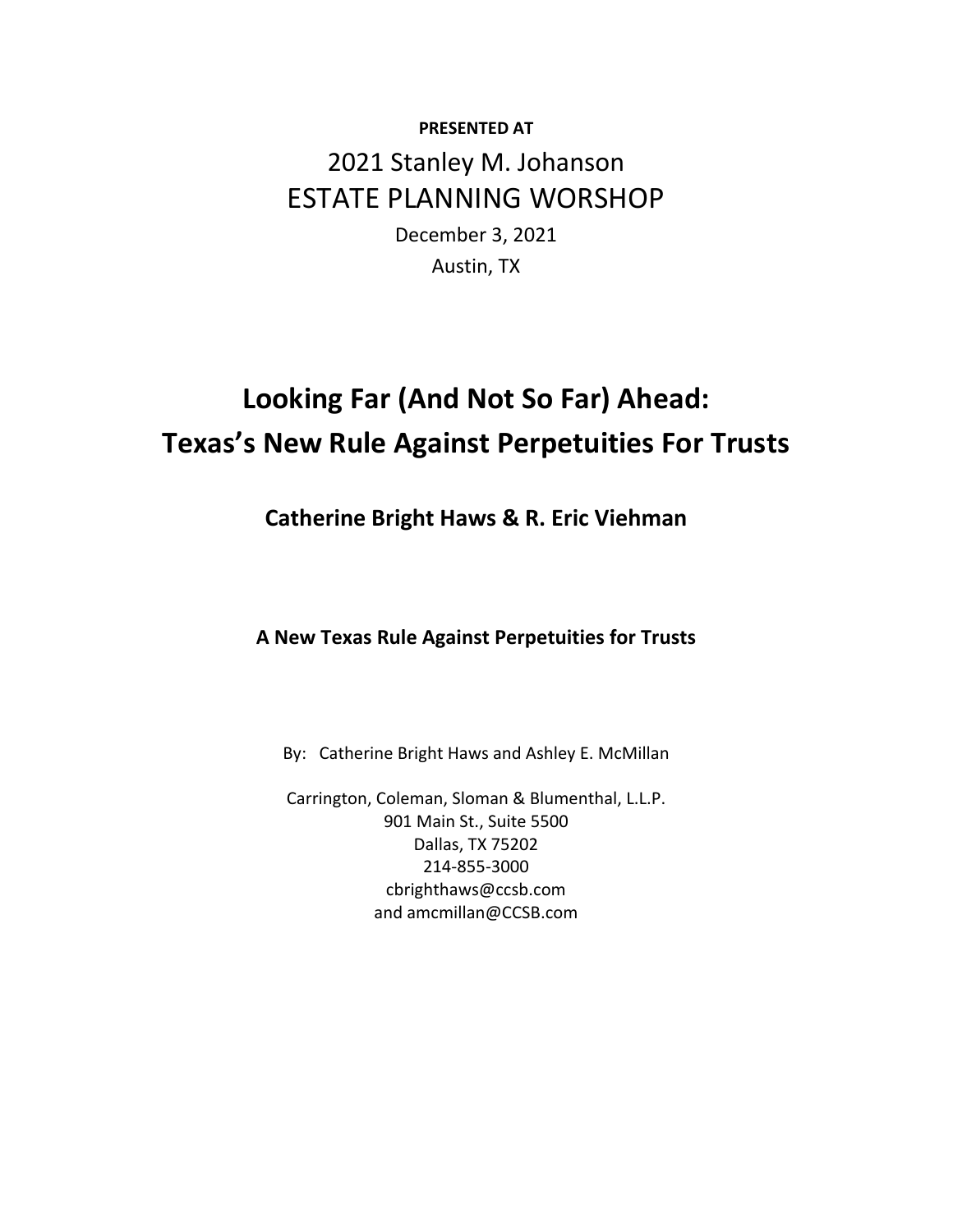**PRESENTED AT**

2021 Stanley M. Johanson

ESTATE PLANNING WORSHOP

December 3, 2021

Austin, TX

# Looking Far (And Not So Far) Ahead: Texas's New Rule Against Perpetuities For Trusts

## Catherine Bright Haws & R. Eric Viehman

### A New Texas Rule Against Perpetuities for Trusts

By: Catherine Bright Haws and Ashley E. McMillan

Carrington, Coleman, Sloman & Blumenthal, L.L.P.
901 Main St., Suite 5500
Dallas, TX 75202
214-855-3000
cbrighthaws@ccsb.com
and amcmillan@CCSB.com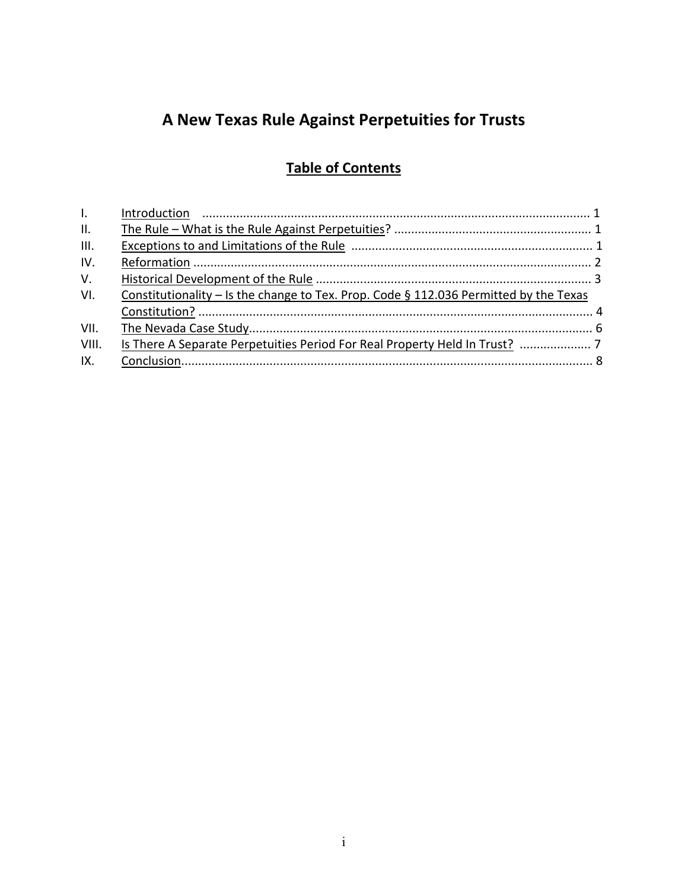# A New Texas Rule Against Perpetuities for Trusts

## Table of Contents

| | | |
|---|---|---|
| I. | Introduction | 1 |
| II. | The Rule – What is the Rule Against Perpetuities? | 1 |
| III. | Exceptions to and Limitations of the Rule | 1 |
| IV. | Reformation | 2 |
| V. | Historical Development of the Rule | 3 |
| VI. | Constitutionality – Is the change to Tex. Prop. Code § 112.036 Permitted by the Texas Constitution? | 4 |
| VII. | The Nevada Case Study | 6 |
| VIII. | Is There A Separate Perpetuities Period For Real Property Held In Trust? | 7 |
| IX. | Conclusion | 8 |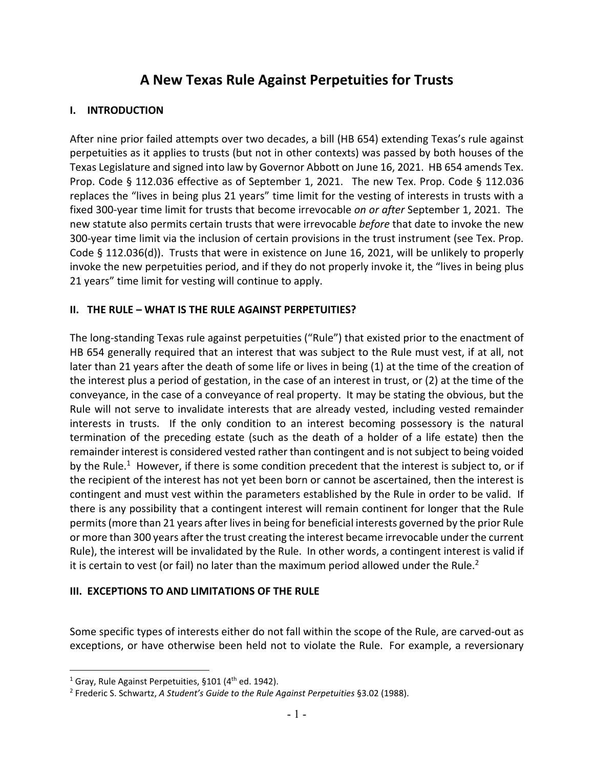# A New Texas Rule Against Perpetuities for Trusts

## I. INTRODUCTION

After nine prior failed attempts over two decades, a bill (HB 654) extending Texas's rule against perpetuities as it applies to trusts (but not in other contexts) was passed by both houses of the Texas Legislature and signed into law by Governor Abbott on June 16, 2021. HB 654 amends Tex. Prop. Code § 112.036 effective as of September 1, 2021. The new Tex. Prop. Code § 112.036 replaces the "lives in being plus 21 years" time limit for the vesting of interests in trusts with a fixed 300-year time limit for trusts that become irrevocable *on or after* September 1, 2021. The new statute also permits certain trusts that were irrevocable *before* that date to invoke the new 300-year time limit via the inclusion of certain provisions in the trust instrument (see Tex. Prop. Code § 112.036(d)). Trusts that were in existence on June 16, 2021, will be unlikely to properly invoke the new perpetuities period, and if they do not properly invoke it, the "lives in being plus 21 years" time limit for vesting will continue to apply.

## II. THE RULE – WHAT IS THE RULE AGAINST PERPETUITIES?

The long-standing Texas rule against perpetuities ("Rule") that existed prior to the enactment of HB 654 generally required that an interest that was subject to the Rule must vest, if at all, not later than 21 years after the death of some life or lives in being (1) at the time of the creation of the interest plus a period of gestation, in the case of an interest in trust, or (2) at the time of the conveyance, in the case of a conveyance of real property. It may be stating the obvious, but the Rule will not serve to invalidate interests that are already vested, including vested remainder interests in trusts. If the only condition to an interest becoming possessory is the natural termination of the preceding estate (such as the death of a holder of a life estate) then the remainder interest is considered vested rather than contingent and is not subject to being voided by the Rule.[1] However, if there is some condition precedent that the interest is subject to, or if the recipient of the interest has not yet been born or cannot be ascertained, then the interest is contingent and must vest within the parameters established by the Rule in order to be valid. If there is any possibility that a contingent interest will remain continent for longer that the Rule permits (more than 21 years after lives in being for beneficial interests governed by the prior Rule or more than 300 years after the trust creating the interest became irrevocable under the current Rule), the interest will be invalidated by the Rule. In other words, a contingent interest is valid if it is certain to vest (or fail) no later than the maximum period allowed under the Rule.[2]

## III. EXCEPTIONS TO AND LIMITATIONS OF THE RULE

Some specific types of interests either do not fall within the scope of the Rule, are carved-out as exceptions, or have otherwise been held not to violate the Rule. For example, a reversionary

---

[1] Gray, Rule Against Perpetuities, §101 (4th ed. 1942).

[2] Frederic S. Schwartz, *A Student's Guide to the Rule Against Perpetuities* §3.02 (1988).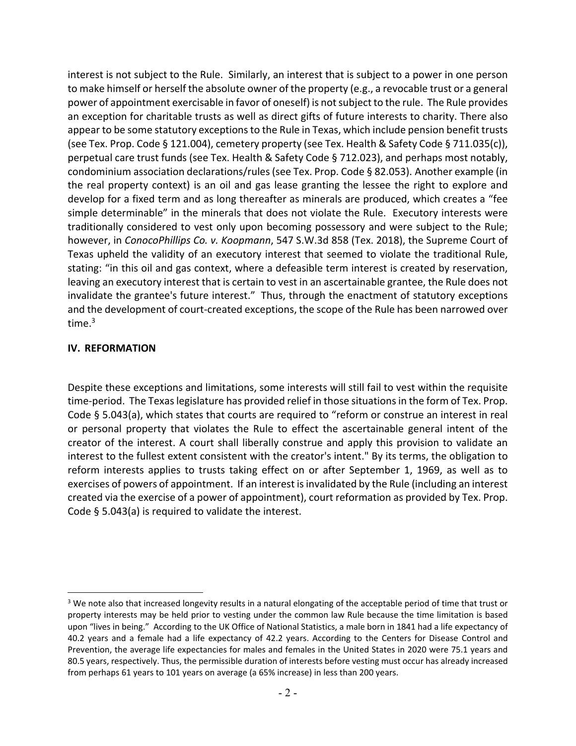interest is not subject to the Rule. Similarly, an interest that is subject to a power in one person to make himself or herself the absolute owner of the property (e.g., a revocable trust or a general power of appointment exercisable in favor of oneself) is not subject to the rule. The Rule provides an exception for charitable trusts as well as direct gifts of future interests to charity. There also appear to be some statutory exceptions to the Rule in Texas, which include pension benefit trusts (see Tex. Prop. Code § 121.004), cemetery property (see Tex. Health & Safety Code § 711.035(c)), perpetual care trust funds (see Tex. Health & Safety Code § 712.023), and perhaps most notably, condominium association declarations/rules (see Tex. Prop. Code § 82.053). Another example (in the real property context) is an oil and gas lease granting the lessee the right to explore and develop for a fixed term and as long thereafter as minerals are produced, which creates a "fee simple determinable" in the minerals that does not violate the Rule. Executory interests were traditionally considered to vest only upon becoming possessory and were subject to the Rule; however, in *ConocoPhillips Co. v. Koopmann*, 547 S.W.3d 858 (Tex. 2018), the Supreme Court of Texas upheld the validity of an executory interest that seemed to violate the traditional Rule, stating: "in this oil and gas context, where a defeasible term interest is created by reservation, leaving an executory interest that is certain to vest in an ascertainable grantee, the Rule does not invalidate the grantee's future interest." Thus, through the enactment of statutory exceptions and the development of court-created exceptions, the scope of the Rule has been narrowed over time.[3]

## IV. REFORMATION

Despite these exceptions and limitations, some interests will still fail to vest within the requisite time-period. The Texas legislature has provided relief in those situations in the form of Tex. Prop. Code § 5.043(a), which states that courts are required to "reform or construe an interest in real or personal property that violates the Rule to effect the ascertainable general intent of the creator of the interest. A court shall liberally construe and apply this provision to validate an interest to the fullest extent consistent with the creator's intent." By its terms, the obligation to reform interests applies to trusts taking effect on or after September 1, 1969, as well as to exercises of powers of appointment. If an interest is invalidated by the Rule (including an interest created via the exercise of a power of appointment), court reformation as provided by Tex. Prop. Code § 5.043(a) is required to validate the interest.

---

[3] We note also that increased longevity results in a natural elongating of the acceptable period of time that trust or property interests may be held prior to vesting under the common law Rule because the time limitation is based upon "lives in being." According to the UK Office of National Statistics, a male born in 1841 had a life expectancy of 40.2 years and a female had a life expectancy of 42.2 years. According to the Centers for Disease Control and Prevention, the average life expectancies for males and females in the United States in 2020 were 75.1 years and 80.5 years, respectively. Thus, the permissible duration of interests before vesting must occur has already increased from perhaps 61 years to 101 years on average (a 65% increase) in less than 200 years.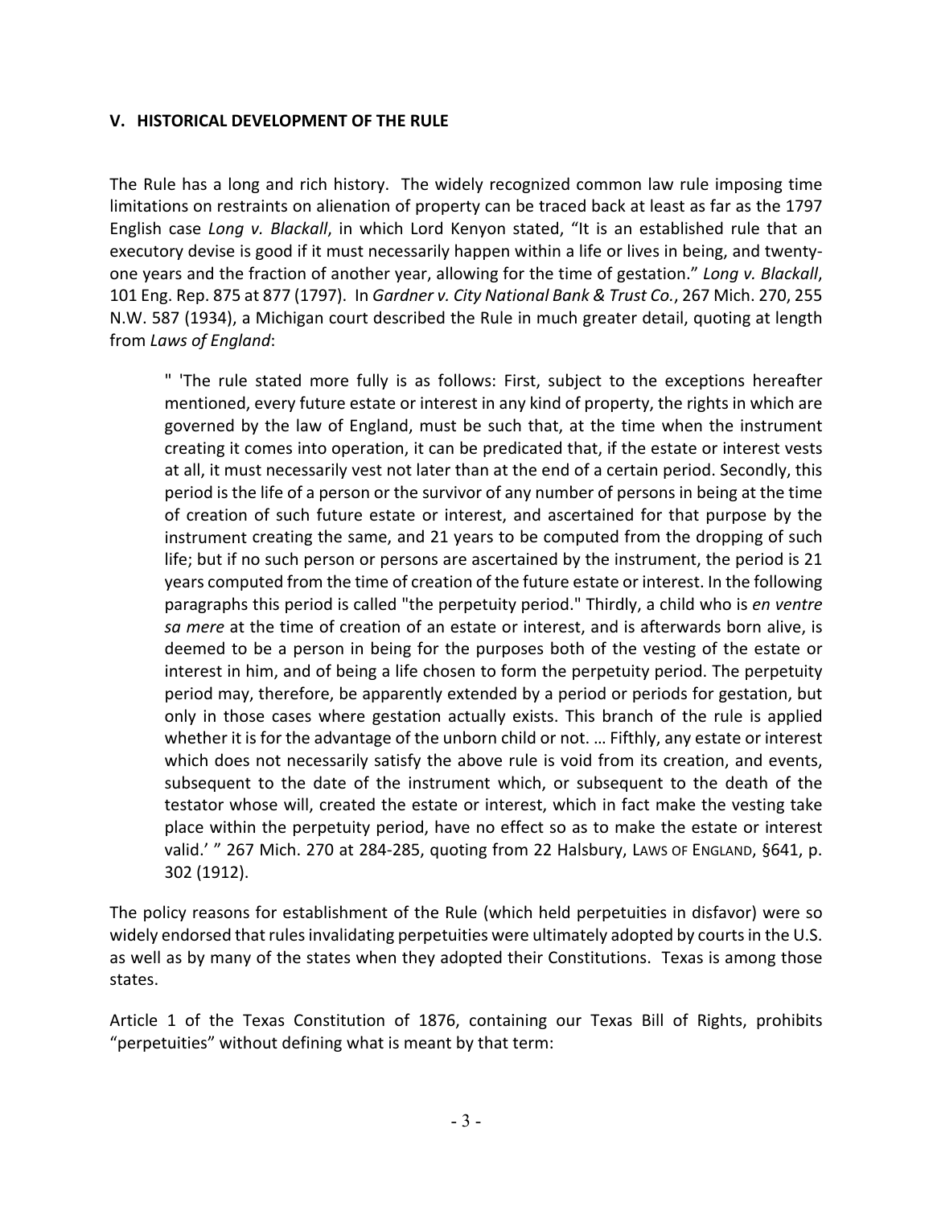## V. HISTORICAL DEVELOPMENT OF THE RULE

The Rule has a long and rich history. The widely recognized common law rule imposing time limitations on restraints on alienation of property can be traced back at least as far as the 1797 English case *Long v. Blackall*, in which Lord Kenyon stated, "It is an established rule that an executory devise is good if it must necessarily happen within a life or lives in being, and twenty-one years and the fraction of another year, allowing for the time of gestation." *Long v. Blackall*, 101 Eng. Rep. 875 at 877 (1797). In *Gardner v. City National Bank & Trust Co.*, 267 Mich. 270, 255 N.W. 587 (1934), a Michigan court described the Rule in much greater detail, quoting at length from *Laws of England*:

> " 'The rule stated more fully is as follows: First, subject to the exceptions hereafter mentioned, every future estate or interest in any kind of property, the rights in which are governed by the law of England, must be such that, at the time when the instrument creating it comes into operation, it can be predicated that, if the estate or interest vests at all, it must necessarily vest not later than at the end of a certain period. Secondly, this period is the life of a person or the survivor of any number of persons in being at the time of creation of such future estate or interest, and ascertained for that purpose by the instrument creating the same, and 21 years to be computed from the dropping of such life; but if no such person or persons are ascertained by the instrument, the period is 21 years computed from the time of creation of the future estate or interest. In the following paragraphs this period is called "the perpetuity period." Thirdly, a child who is *en ventre sa mere* at the time of creation of an estate or interest, and is afterwards born alive, is deemed to be a person in being for the purposes both of the vesting of the estate or interest in him, and of being a life chosen to form the perpetuity period. The perpetuity period may, therefore, be apparently extended by a period or periods for gestation, but only in those cases where gestation actually exists. This branch of the rule is applied whether it is for the advantage of the unborn child or not. … Fifthly, any estate or interest which does not necessarily satisfy the above rule is void from its creation, and events, subsequent to the date of the instrument which, or subsequent to the death of the testator whose will, created the estate or interest, which in fact make the vesting take place within the perpetuity period, have no effect so as to make the estate or interest valid.' " 267 Mich. 270 at 284-285, quoting from 22 Halsbury, LAWS OF ENGLAND, §641, p. 302 (1912).

The policy reasons for establishment of the Rule (which held perpetuities in disfavor) were so widely endorsed that rules invalidating perpetuities were ultimately adopted by courts in the U.S. as well as by many of the states when they adopted their Constitutions. Texas is among those states.

Article 1 of the Texas Constitution of 1876, containing our Texas Bill of Rights, prohibits "perpetuities" without defining what is meant by that term: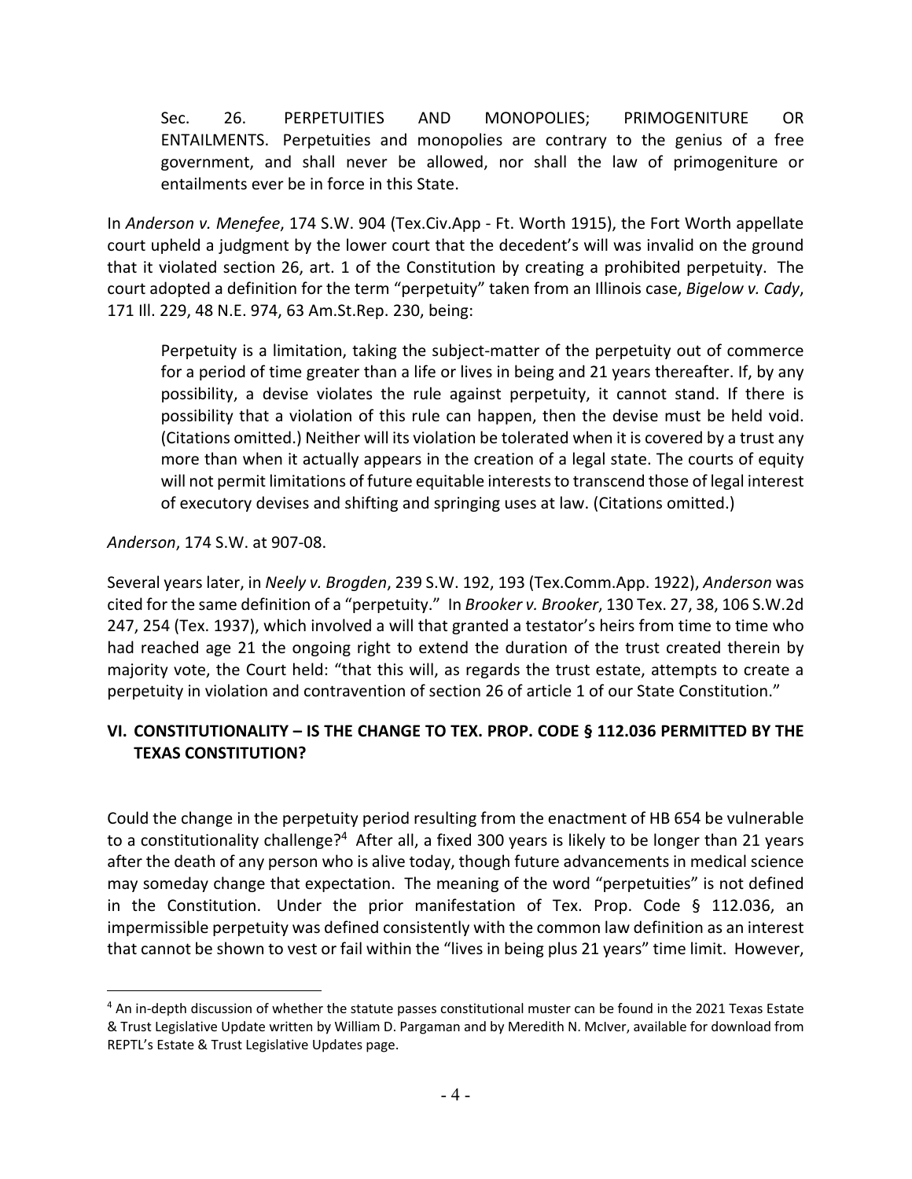> Sec. 26. PERPETUITIES AND MONOPOLIES; PRIMOGENITURE OR ENTAILMENTS. Perpetuities and monopolies are contrary to the genius of a free government, and shall never be allowed, nor shall the law of primogeniture or entailments ever be in force in this State.

In *Anderson v. Menefee*, 174 S.W. 904 (Tex.Civ.App - Ft. Worth 1915), the Fort Worth appellate court upheld a judgment by the lower court that the decedent's will was invalid on the ground that it violated section 26, art. 1 of the Constitution by creating a prohibited perpetuity. The court adopted a definition for the term "perpetuity" taken from an Illinois case, *Bigelow v. Cady*, 171 Ill. 229, 48 N.E. 974, 63 Am.St.Rep. 230, being:

> Perpetuity is a limitation, taking the subject-matter of the perpetuity out of commerce for a period of time greater than a life or lives in being and 21 years thereafter. If, by any possibility, a devise violates the rule against perpetuity, it cannot stand. If there is possibility that a violation of this rule can happen, then the devise must be held void. (Citations omitted.) Neither will its violation be tolerated when it is covered by a trust any more than when it actually appears in the creation of a legal state. The courts of equity will not permit limitations of future equitable interests to transcend those of legal interest of executory devises and shifting and springing uses at law. (Citations omitted.)

*Anderson*, 174 S.W. at 907-08.

Several years later, in *Neely v. Brogden*, 239 S.W. 192, 193 (Tex.Comm.App. 1922), *Anderson* was cited for the same definition of a "perpetuity." In *Brooker v. Brooker*, 130 Tex. 27, 38, 106 S.W.2d 247, 254 (Tex. 1937), which involved a will that granted a testator's heirs from time to time who had reached age 21 the ongoing right to extend the duration of the trust created therein by majority vote, the Court held: "that this will, as regards the trust estate, attempts to create a perpetuity in violation and contravention of section 26 of article 1 of our State Constitution."

## VI. CONSTITUTIONALITY – IS THE CHANGE TO TEX. PROP. CODE § 112.036 PERMITTED BY THE TEXAS CONSTITUTION?

Could the change in the perpetuity period resulting from the enactment of HB 654 be vulnerable to a constitutionality challenge?[4] After all, a fixed 300 years is likely to be longer than 21 years after the death of any person who is alive today, though future advancements in medical science may someday change that expectation. The meaning of the word "perpetuities" is not defined in the Constitution. Under the prior manifestation of Tex. Prop. Code § 112.036, an impermissible perpetuity was defined consistently with the common law definition as an interest that cannot be shown to vest or fail within the "lives in being plus 21 years" time limit. However,

[4] An in-depth discussion of whether the statute passes constitutional muster can be found in the 2021 Texas Estate & Trust Legislative Update written by William D. Pargaman and by Meredith N. McIver, available for download from REPTL's Estate & Trust Legislative Updates page.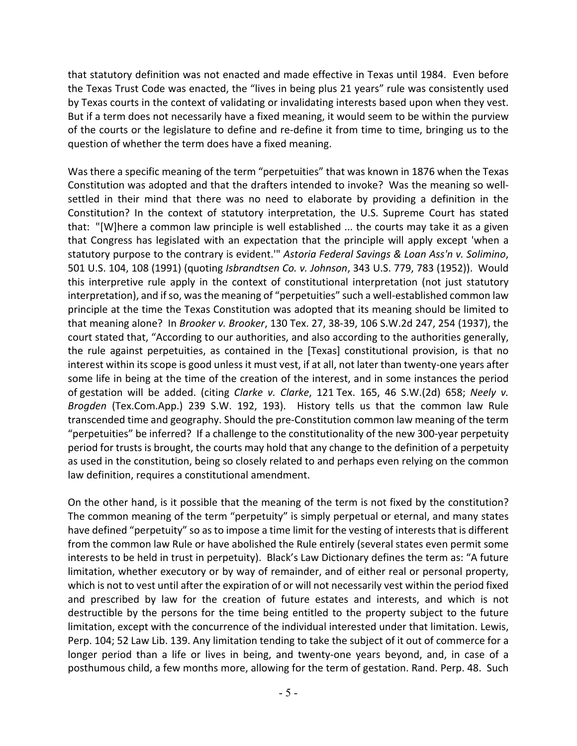that statutory definition was not enacted and made effective in Texas until 1984. Even before the Texas Trust Code was enacted, the "lives in being plus 21 years" rule was consistently used by Texas courts in the context of validating or invalidating interests based upon when they vest. But if a term does not necessarily have a fixed meaning, it would seem to be within the purview of the courts or the legislature to define and re-define it from time to time, bringing us to the question of whether the term does have a fixed meaning.

Was there a specific meaning of the term "perpetuities" that was known in 1876 when the Texas Constitution was adopted and that the drafters intended to invoke? Was the meaning so well-settled in their mind that there was no need to elaborate by providing a definition in the Constitution? In the context of statutory interpretation, the U.S. Supreme Court has stated that: "[W]here a common law principle is well established ... the courts may take it as a given that Congress has legislated with an expectation that the principle will apply except 'when a statutory purpose to the contrary is evident.'" *Astoria Federal Savings & Loan Ass'n v. Solimino*, 501 U.S. 104, 108 (1991) (quoting *Isbrandtsen Co. v. Johnson*, 343 U.S. 779, 783 (1952)). Would this interpretive rule apply in the context of constitutional interpretation (not just statutory interpretation), and if so, was the meaning of "perpetuities" such a well-established common law principle at the time the Texas Constitution was adopted that its meaning should be limited to that meaning alone? In *Brooker v. Brooker*, 130 Tex. 27, 38-39, 106 S.W.2d 247, 254 (1937), the court stated that, "According to our authorities, and also according to the authorities generally, the rule against perpetuities, as contained in the [Texas] constitutional provision, is that no interest within its scope is good unless it must vest, if at all, not later than twenty-one years after some life in being at the time of the creation of the interest, and in some instances the period of gestation will be added. (citing *Clarke v. Clarke*, 121 Tex. 165, 46 S.W.(2d) 658; *Neely v. Brogden* (Tex.Com.App.) 239 S.W. 192, 193). History tells us that the common law Rule transcended time and geography. Should the pre-Constitution common law meaning of the term "perpetuities" be inferred? If a challenge to the constitutionality of the new 300-year perpetuity period for trusts is brought, the courts may hold that any change to the definition of a perpetuity as used in the constitution, being so closely related to and perhaps even relying on the common law definition, requires a constitutional amendment.

On the other hand, is it possible that the meaning of the term is not fixed by the constitution? The common meaning of the term "perpetuity" is simply perpetual or eternal, and many states have defined "perpetuity" so as to impose a time limit for the vesting of interests that is different from the common law Rule or have abolished the Rule entirely (several states even permit some interests to be held in trust in perpetuity). Black's Law Dictionary defines the term as: "A future limitation, whether executory or by way of remainder, and of either real or personal property, which is not to vest until after the expiration of or will not necessarily vest within the period fixed and prescribed by law for the creation of future estates and interests, and which is not destructible by the persons for the time being entitled to the property subject to the future limitation, except with the concurrence of the individual interested under that limitation. Lewis, Perp. 104; 52 Law Lib. 139. Any limitation tending to take the subject of it out of commerce for a longer period than a life or lives in being, and twenty-one years beyond, and, in case of a posthumous child, a few months more, allowing for the term of gestation. Rand. Perp. 48. Such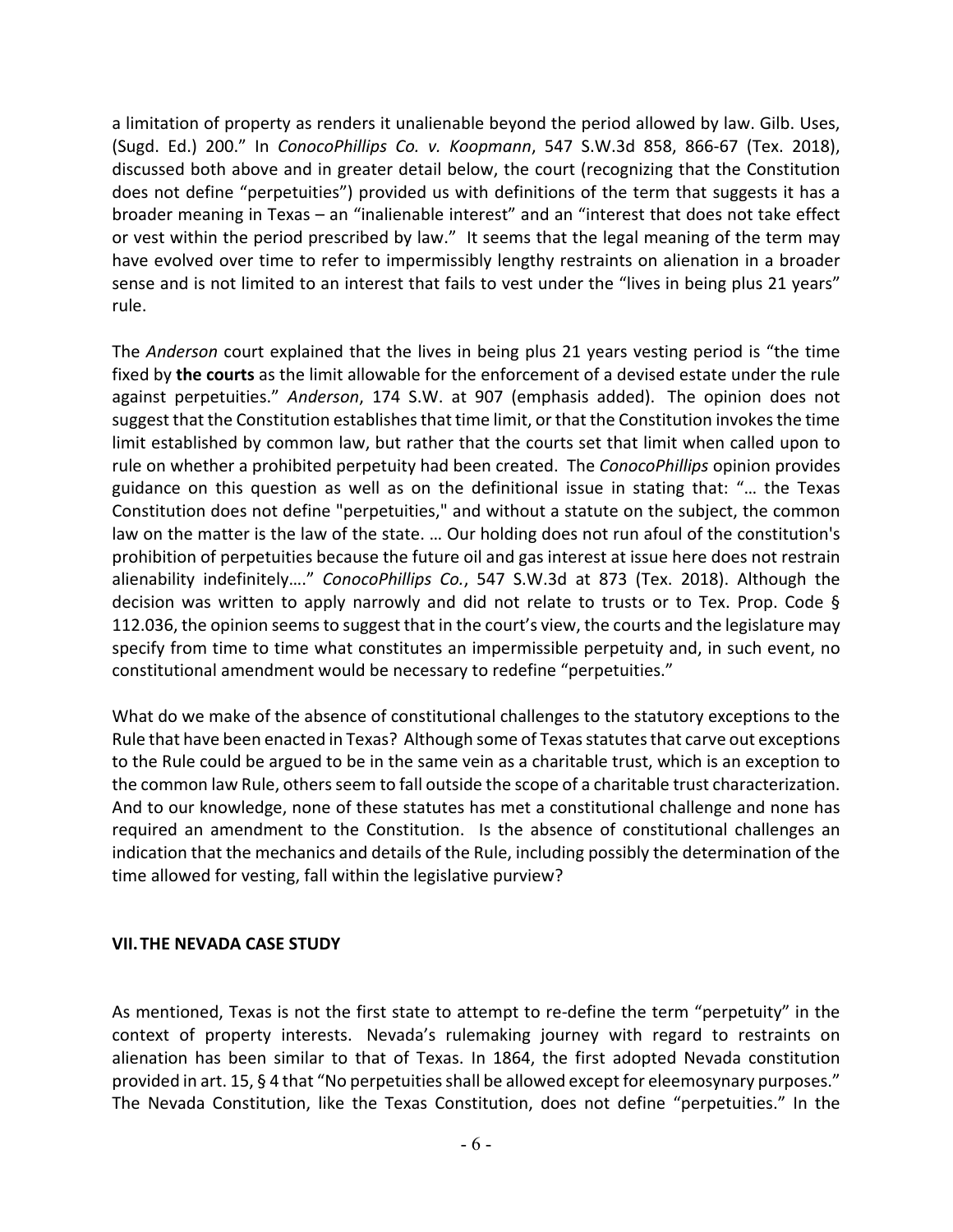a limitation of property as renders it unalienable beyond the period allowed by law. Gilb. Uses, (Sugd. Ed.) 200." In *ConocoPhillips Co. v. Koopmann*, 547 S.W.3d 858, 866-67 (Tex. 2018), discussed both above and in greater detail below, the court (recognizing that the Constitution does not define "perpetuities") provided us with definitions of the term that suggests it has a broader meaning in Texas – an "inalienable interest" and an "interest that does not take effect or vest within the period prescribed by law." It seems that the legal meaning of the term may have evolved over time to refer to impermissibly lengthy restraints on alienation in a broader sense and is not limited to an interest that fails to vest under the "lives in being plus 21 years" rule.

The *Anderson* court explained that the lives in being plus 21 years vesting period is "the time fixed by **the courts** as the limit allowable for the enforcement of a devised estate under the rule against perpetuities." *Anderson*, 174 S.W. at 907 (emphasis added). The opinion does not suggest that the Constitution establishes that time limit, or that the Constitution invokes the time limit established by common law, but rather that the courts set that limit when called upon to rule on whether a prohibited perpetuity had been created. The *ConocoPhillips* opinion provides guidance on this question as well as on the definitional issue in stating that: "… the Texas Constitution does not define "perpetuities," and without a statute on the subject, the common law on the matter is the law of the state. … Our holding does not run afoul of the constitution's prohibition of perpetuities because the future oil and gas interest at issue here does not restrain alienability indefinitely…." *ConocoPhillips Co.*, 547 S.W.3d at 873 (Tex. 2018). Although the decision was written to apply narrowly and did not relate to trusts or to Tex. Prop. Code § 112.036, the opinion seems to suggest that in the court's view, the courts and the legislature may specify from time to time what constitutes an impermissible perpetuity and, in such event, no constitutional amendment would be necessary to redefine "perpetuities."

What do we make of the absence of constitutional challenges to the statutory exceptions to the Rule that have been enacted in Texas? Although some of Texas statutes that carve out exceptions to the Rule could be argued to be in the same vein as a charitable trust, which is an exception to the common law Rule, others seem to fall outside the scope of a charitable trust characterization. And to our knowledge, none of these statutes has met a constitutional challenge and none has required an amendment to the Constitution. Is the absence of constitutional challenges an indication that the mechanics and details of the Rule, including possibly the determination of the time allowed for vesting, fall within the legislative purview?

## VII. THE NEVADA CASE STUDY

As mentioned, Texas is not the first state to attempt to re-define the term "perpetuity" in the context of property interests. Nevada's rulemaking journey with regard to restraints on alienation has been similar to that of Texas. In 1864, the first adopted Nevada constitution provided in art. 15, § 4 that "No perpetuities shall be allowed except for eleemosynary purposes." The Nevada Constitution, like the Texas Constitution, does not define "perpetuities." In the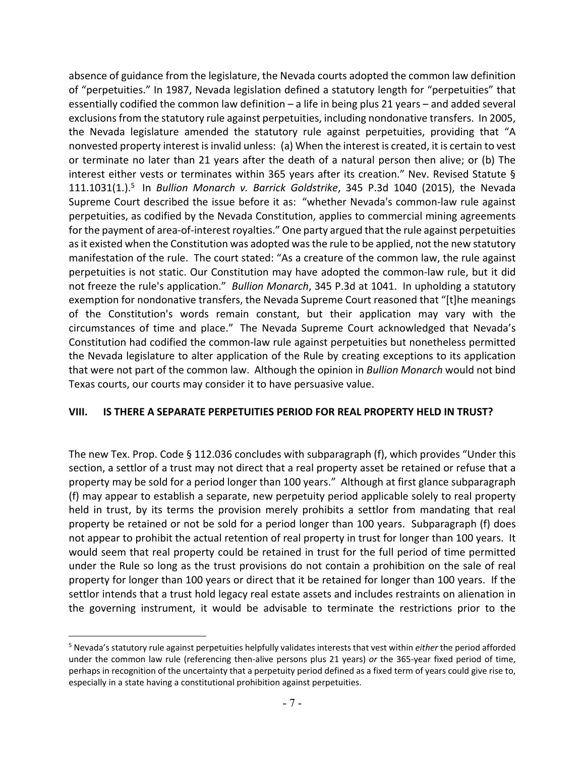absence of guidance from the legislature, the Nevada courts adopted the common law definition of "perpetuities." In 1987, Nevada legislation defined a statutory length for "perpetuities" that essentially codified the common law definition – a life in being plus 21 years – and added several exclusions from the statutory rule against perpetuities, including nondonative transfers. In 2005, the Nevada legislature amended the statutory rule against perpetuities, providing that "A nonvested property interest is invalid unless: (a) When the interest is created, it is certain to vest or terminate no later than 21 years after the death of a natural person then alive; or (b) The interest either vests or terminates within 365 years after its creation." Nev. Revised Statute § 111.1031(1.).[5] In *Bullion Monarch v. Barrick Goldstrike*, 345 P.3d 1040 (2015), the Nevada Supreme Court described the issue before it as: "whether Nevada's common-law rule against perpetuities, as codified by the Nevada Constitution, applies to commercial mining agreements for the payment of area-of-interest royalties." One party argued that the rule against perpetuities as it existed when the Constitution was adopted was the rule to be applied, not the new statutory manifestation of the rule. The court stated: "As a creature of the common law, the rule against perpetuities is not static. Our Constitution may have adopted the common-law rule, but it did not freeze the rule's application." *Bullion Monarch*, 345 P.3d at 1041. In upholding a statutory exemption for nondonative transfers, the Nevada Supreme Court reasoned that "[t]he meanings of the Constitution's words remain constant, but their application may vary with the circumstances of time and place." The Nevada Supreme Court acknowledged that Nevada's Constitution had codified the common-law rule against perpetuities but nonetheless permitted the Nevada legislature to alter application of the Rule by creating exceptions to its application that were not part of the common law. Although the opinion in *Bullion Monarch* would not bind Texas courts, our courts may consider it to have persuasive value.

## VIII. IS THERE A SEPARATE PERPETUITIES PERIOD FOR REAL PROPERTY HELD IN TRUST?

The new Tex. Prop. Code § 112.036 concludes with subparagraph (f), which provides "Under this section, a settlor of a trust may not direct that a real property asset be retained or refuse that a property may be sold for a period longer than 100 years." Although at first glance subparagraph (f) may appear to establish a separate, new perpetuity period applicable solely to real property held in trust, by its terms the provision merely prohibits a settlor from mandating that real property be retained or not be sold for a period longer than 100 years. Subparagraph (f) does not appear to prohibit the actual retention of real property in trust for longer than 100 years. It would seem that real property could be retained in trust for the full period of time permitted under the Rule so long as the trust provisions do not contain a prohibition on the sale of real property for longer than 100 years or direct that it be retained for longer than 100 years. If the settlor intends that a trust hold legacy real estate assets and includes restraints on alienation in the governing instrument, it would be advisable to terminate the restrictions prior to the

[5] Nevada's statutory rule against perpetuities helpfully validates interests that vest within *either* the period afforded under the common law rule (referencing then-alive persons plus 21 years) *or* the 365-year fixed period of time, perhaps in recognition of the uncertainty that a perpetuity period defined as a fixed term of years could give rise to, especially in a state having a constitutional prohibition against perpetuities.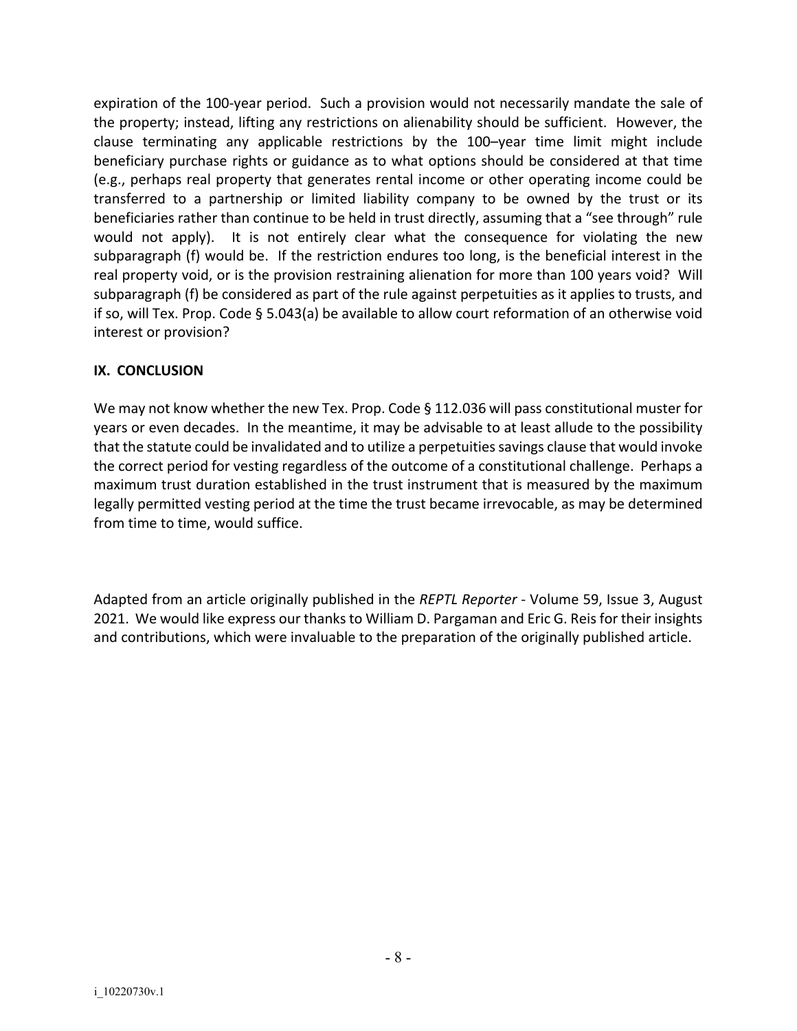expiration of the 100-year period. Such a provision would not necessarily mandate the sale of the property; instead, lifting any restrictions on alienability should be sufficient. However, the clause terminating any applicable restrictions by the 100–year time limit might include beneficiary purchase rights or guidance as to what options should be considered at that time (e.g., perhaps real property that generates rental income or other operating income could be transferred to a partnership or limited liability company to be owned by the trust or its beneficiaries rather than continue to be held in trust directly, assuming that a "see through" rule would not apply). It is not entirely clear what the consequence for violating the new subparagraph (f) would be. If the restriction endures too long, is the beneficial interest in the real property void, or is the provision restraining alienation for more than 100 years void? Will subparagraph (f) be considered as part of the rule against perpetuities as it applies to trusts, and if so, will Tex. Prop. Code § 5.043(a) be available to allow court reformation of an otherwise void interest or provision?

## IX. CONCLUSION

We may not know whether the new Tex. Prop. Code § 112.036 will pass constitutional muster for years or even decades. In the meantime, it may be advisable to at least allude to the possibility that the statute could be invalidated and to utilize a perpetuities savings clause that would invoke the correct period for vesting regardless of the outcome of a constitutional challenge. Perhaps a maximum trust duration established in the trust instrument that is measured by the maximum legally permitted vesting period at the time the trust became irrevocable, as may be determined from time to time, would suffice.

Adapted from an article originally published in the *REPTL Reporter* - Volume 59, Issue 3, August 2021. We would like express our thanks to William D. Pargaman and Eric G. Reis for their insights and contributions, which were invaluable to the preparation of the originally published article.

i_10220730v.1